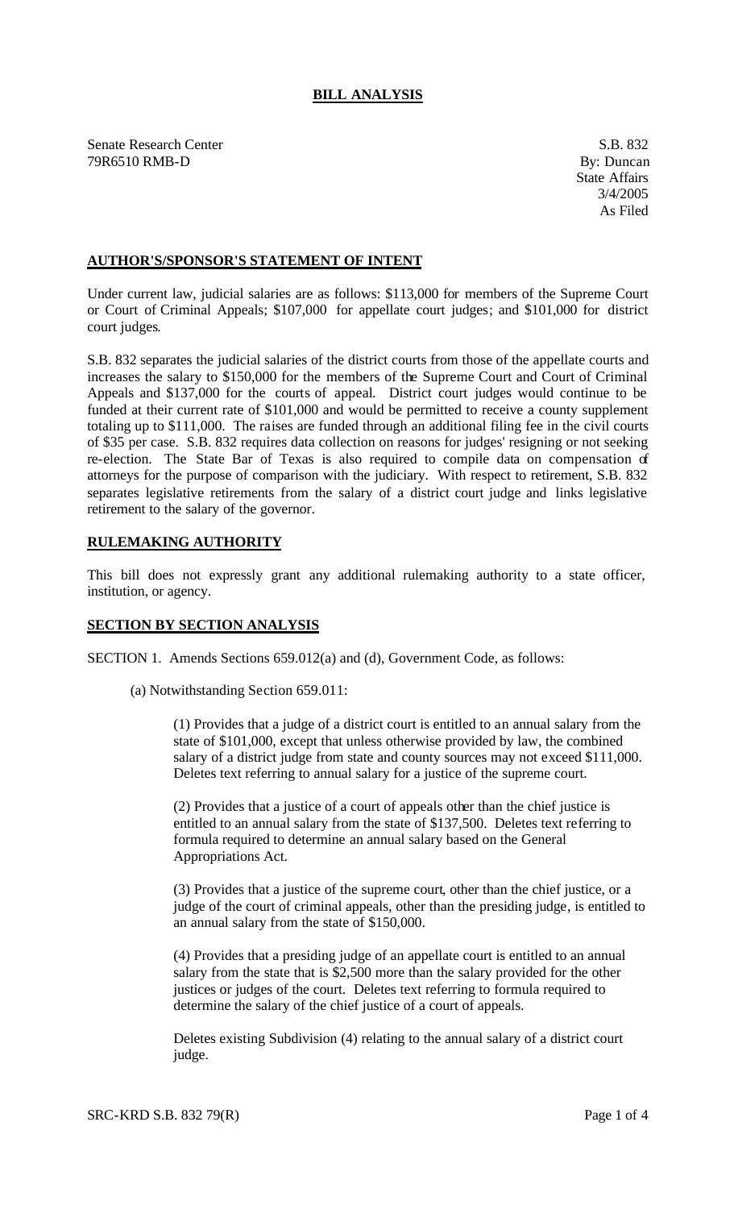# BILL ANALYSIS

Senate Research Center
79R6510 RMB-D

S.B. 832
By: Duncan
State Affairs
3/4/2005
As Filed

## AUTHOR'S/SPONSOR'S STATEMENT OF INTENT

Under current law, judicial salaries are as follows: $113,000 for members of the Supreme Court or Court of Criminal Appeals; $107,000 for appellate court judges; and $101,000 for district court judges.

S.B. 832 separates the judicial salaries of the district courts from those of the appellate courts and increases the salary to $150,000 for the members of the Supreme Court and Court of Criminal Appeals and $137,000 for the courts of appeal. District court judges would continue to be funded at their current rate of $101,000 and would be permitted to receive a county supplement totaling up to $111,000. The raises are funded through an additional filing fee in the civil courts of $35 per case. S.B. 832 requires data collection on reasons for judges' resigning or not seeking re-election. The State Bar of Texas is also required to compile data on compensation of attorneys for the purpose of comparison with the judiciary. With respect to retirement, S.B. 832 separates legislative retirements from the salary of a district court judge and links legislative retirement to the salary of the governor.

## RULEMAKING AUTHORITY

This bill does not expressly grant any additional rulemaking authority to a state officer, institution, or agency.

## SECTION BY SECTION ANALYSIS

SECTION 1. Amends Sections 659.012(a) and (d), Government Code, as follows:

(a) Notwithstanding Section 659.011:

(1) Provides that a judge of a district court is entitled to an annual salary from the state of $101,000, except that unless otherwise provided by law, the combined salary of a district judge from state and county sources may not exceed $111,000. Deletes text referring to annual salary for a justice of the supreme court.

(2) Provides that a justice of a court of appeals other than the chief justice is entitled to an annual salary from the state of $137,500. Deletes text referring to formula required to determine an annual salary based on the General Appropriations Act.

(3) Provides that a justice of the supreme court, other than the chief justice, or a judge of the court of criminal appeals, other than the presiding judge, is entitled to an annual salary from the state of $150,000.

(4) Provides that a presiding judge of an appellate court is entitled to an annual salary from the state that is $2,500 more than the salary provided for the other justices or judges of the court. Deletes text referring to formula required to determine the salary of the chief justice of a court of appeals.

Deletes existing Subdivision (4) relating to the annual salary of a district court judge.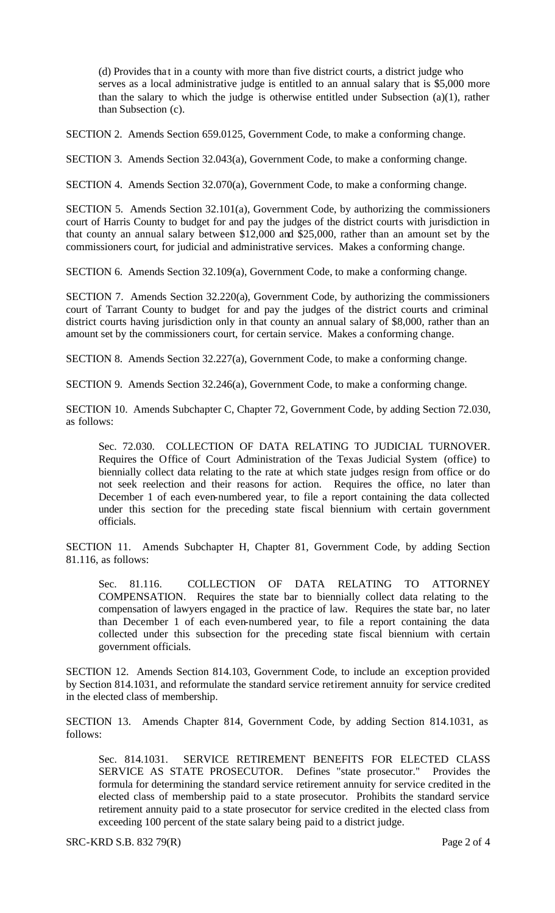(d) Provides that in a county with more than five district courts, a district judge who serves as a local administrative judge is entitled to an annual salary that is $5,000 more than the salary to which the judge is otherwise entitled under Subsection (a)(1), rather than Subsection (c).

SECTION 2. Amends Section 659.0125, Government Code, to make a conforming change.

SECTION 3. Amends Section 32.043(a), Government Code, to make a conforming change.

SECTION 4. Amends Section 32.070(a), Government Code, to make a conforming change.

SECTION 5. Amends Section 32.101(a), Government Code, by authorizing the commissioners court of Harris County to budget for and pay the judges of the district courts with jurisdiction in that county an annual salary between $12,000 and $25,000, rather than an amount set by the commissioners court, for judicial and administrative services. Makes a conforming change.

SECTION 6. Amends Section 32.109(a), Government Code, to make a conforming change.

SECTION 7. Amends Section 32.220(a), Government Code, by authorizing the commissioners court of Tarrant County to budget for and pay the judges of the district courts and criminal district courts having jurisdiction only in that county an annual salary of $8,000, rather than an amount set by the commissioners court, for certain service. Makes a conforming change.

SECTION 8. Amends Section 32.227(a), Government Code, to make a conforming change.

SECTION 9. Amends Section 32.246(a), Government Code, to make a conforming change.

SECTION 10. Amends Subchapter C, Chapter 72, Government Code, by adding Section 72.030, as follows:

Sec. 72.030. COLLECTION OF DATA RELATING TO JUDICIAL TURNOVER. Requires the Office of Court Administration of the Texas Judicial System (office) to biennially collect data relating to the rate at which state judges resign from office or do not seek reelection and their reasons for action. Requires the office, no later than December 1 of each even-numbered year, to file a report containing the data collected under this section for the preceding state fiscal biennium with certain government officials.

SECTION 11. Amends Subchapter H, Chapter 81, Government Code, by adding Section 81.116, as follows:

Sec. 81.116. COLLECTION OF DATA RELATING TO ATTORNEY COMPENSATION. Requires the state bar to biennially collect data relating to the compensation of lawyers engaged in the practice of law. Requires the state bar, no later than December 1 of each even-numbered year, to file a report containing the data collected under this subsection for the preceding state fiscal biennium with certain government officials.

SECTION 12. Amends Section 814.103, Government Code, to include an exception provided by Section 814.1031, and reformulate the standard service retirement annuity for service credited in the elected class of membership.

SECTION 13. Amends Chapter 814, Government Code, by adding Section 814.1031, as follows:

Sec. 814.1031. SERVICE RETIREMENT BENEFITS FOR ELECTED CLASS SERVICE AS STATE PROSECUTOR. Defines "state prosecutor." Provides the formula for determining the standard service retirement annuity for service credited in the elected class of membership paid to a state prosecutor. Prohibits the standard service retirement annuity paid to a state prosecutor for service credited in the elected class from exceeding 100 percent of the state salary being paid to a district judge.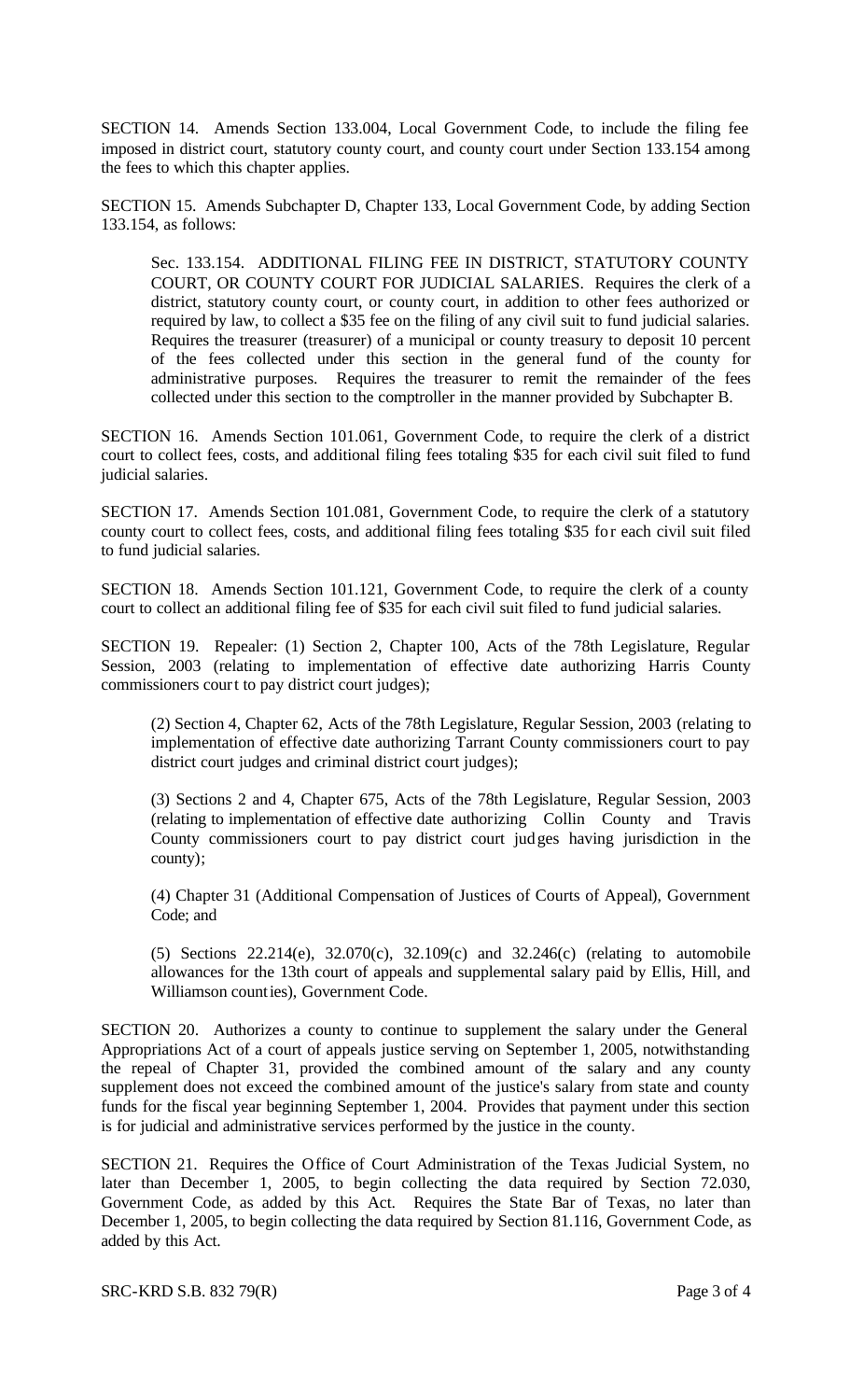SECTION 14. Amends Section 133.004, Local Government Code, to include the filing fee imposed in district court, statutory county court, and county court under Section 133.154 among the fees to which this chapter applies.

SECTION 15. Amends Subchapter D, Chapter 133, Local Government Code, by adding Section 133.154, as follows:

> Sec. 133.154. ADDITIONAL FILING FEE IN DISTRICT, STATUTORY COUNTY COURT, OR COUNTY COURT FOR JUDICIAL SALARIES. Requires the clerk of a district, statutory county court, or county court, in addition to other fees authorized or required by law, to collect a $35 fee on the filing of any civil suit to fund judicial salaries. Requires the treasurer (treasurer) of a municipal or county treasury to deposit 10 percent of the fees collected under this section in the general fund of the county for administrative purposes. Requires the treasurer to remit the remainder of the fees collected under this section to the comptroller in the manner provided by Subchapter B.

SECTION 16. Amends Section 101.061, Government Code, to require the clerk of a district court to collect fees, costs, and additional filing fees totaling $35 for each civil suit filed to fund judicial salaries.

SECTION 17. Amends Section 101.081, Government Code, to require the clerk of a statutory county court to collect fees, costs, and additional filing fees totaling $35 for each civil suit filed to fund judicial salaries.

SECTION 18. Amends Section 101.121, Government Code, to require the clerk of a county court to collect an additional filing fee of $35 for each civil suit filed to fund judicial salaries.

SECTION 19. Repealer: (1) Section 2, Chapter 100, Acts of the 78th Legislature, Regular Session, 2003 (relating to implementation of effective date authorizing Harris County commissioners court to pay district court judges);

> (2) Section 4, Chapter 62, Acts of the 78th Legislature, Regular Session, 2003 (relating to implementation of effective date authorizing Tarrant County commissioners court to pay district court judges and criminal district court judges);
>
> (3) Sections 2 and 4, Chapter 675, Acts of the 78th Legislature, Regular Session, 2003 (relating to implementation of effective date authorizing Collin County and Travis County commissioners court to pay district court judges having jurisdiction in the county);
>
> (4) Chapter 31 (Additional Compensation of Justices of Courts of Appeal), Government Code; and
>
> (5) Sections 22.214(e), 32.070(c), 32.109(c) and 32.246(c) (relating to automobile allowances for the 13th court of appeals and supplemental salary paid by Ellis, Hill, and Williamson counties), Government Code.

SECTION 20. Authorizes a county to continue to supplement the salary under the General Appropriations Act of a court of appeals justice serving on September 1, 2005, notwithstanding the repeal of Chapter 31, provided the combined amount of the salary and any county supplement does not exceed the combined amount of the justice's salary from state and county funds for the fiscal year beginning September 1, 2004. Provides that payment under this section is for judicial and administrative services performed by the justice in the county.

SECTION 21. Requires the Office of Court Administration of the Texas Judicial System, no later than December 1, 2005, to begin collecting the data required by Section 72.030, Government Code, as added by this Act. Requires the State Bar of Texas, no later than December 1, 2005, to begin collecting the data required by Section 81.116, Government Code, as added by this Act.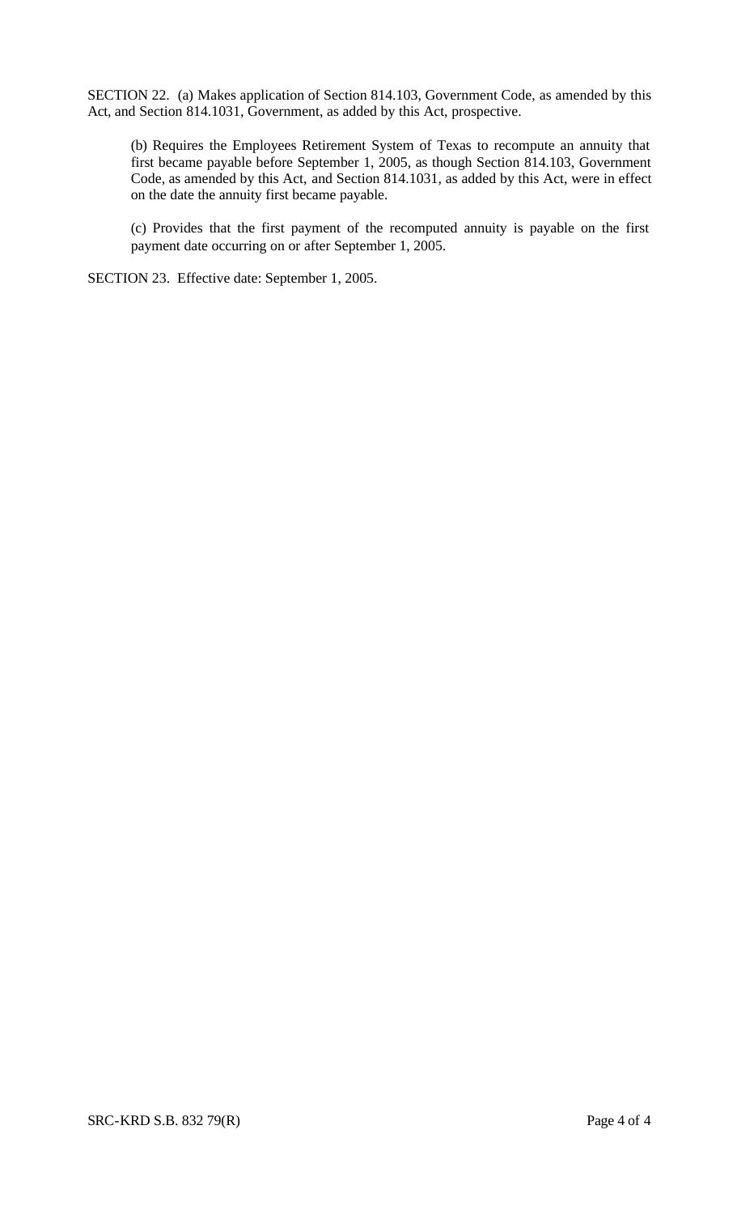SECTION 22. (a) Makes application of Section 814.103, Government Code, as amended by this Act, and Section 814.1031, Government, as added by this Act, prospective.

(b) Requires the Employees Retirement System of Texas to recompute an annuity that first became payable before September 1, 2005, as though Section 814.103, Government Code, as amended by this Act, and Section 814.1031, as added by this Act, were in effect on the date the annuity first became payable.

(c) Provides that the first payment of the recomputed annuity is payable on the first payment date occurring on or after September 1, 2005.

SECTION 23. Effective date: September 1, 2005.